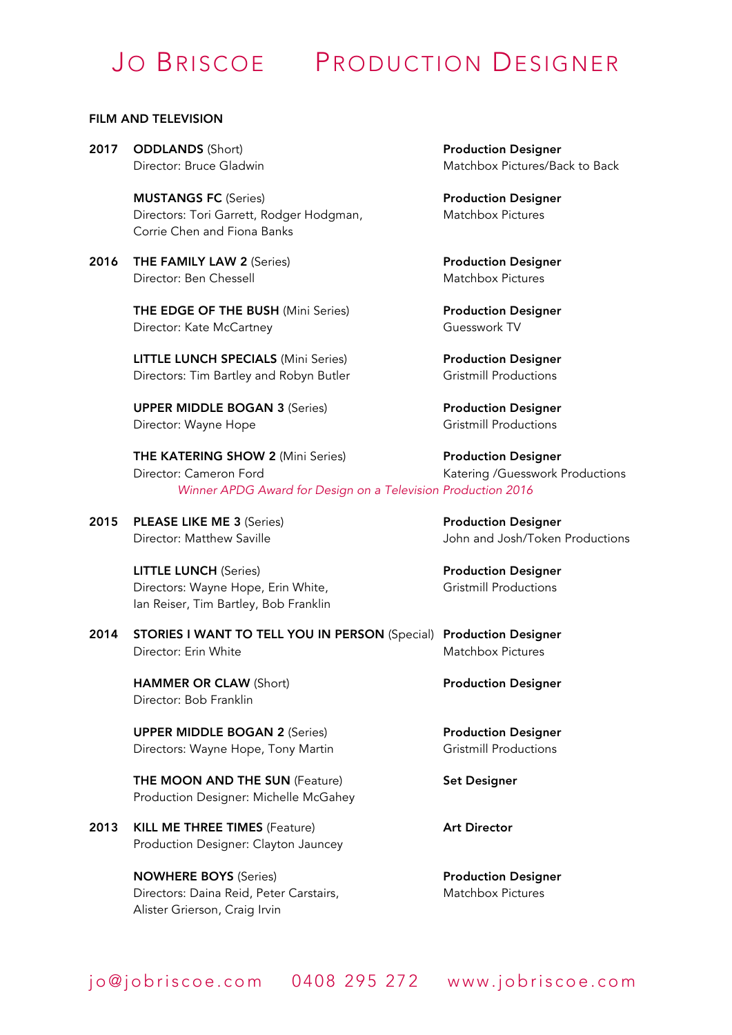# Jo Briscoe Production Designer

## FILM AND TELEVISION

**2017** **ODDLANDS** (Short)
Director: Bruce Gladwin
**Production Designer**
Matchbox Pictures/Back to Back

**MUSTANGS FC** (Series)
Directors: Tori Garrett, Rodger Hodgman, Corrie Chen and Fiona Banks
**Production Designer**
Matchbox Pictures

**2016** **THE FAMILY LAW 2** (Series)
Director: Ben Chessell
**Production Designer**
Matchbox Pictures

**THE EDGE OF THE BUSH** (Mini Series)
Director: Kate McCartney
**Production Designer**
Guesswork TV

**LITTLE LUNCH SPECIALS** (Mini Series)
Directors: Tim Bartley and Robyn Butler
**Production Designer**
Gristmill Productions

**UPPER MIDDLE BOGAN 3** (Series)
Director: Wayne Hope
**Production Designer**
Gristmill Productions

**THE KATERING SHOW 2** (Mini Series)
Director: Cameron Ford
**Production Designer**
Katering /Guesswork Productions
*Winner APDG Award for Design on a Television Production 2016*

**2015** **PLEASE LIKE ME 3** (Series)
Director: Matthew Saville
**Production Designer**
John and Josh/Token Productions

**LITTLE LUNCH** (Series)
Directors: Wayne Hope, Erin White, Ian Reiser, Tim Bartley, Bob Franklin
**Production Designer**
Gristmill Productions

**2014** **STORIES I WANT TO TELL YOU IN PERSON** (Special)
Director: Erin White
**Production Designer**
Matchbox Pictures

**HAMMER OR CLAW** (Short)
Director: Bob Franklin
**Production Designer**

**UPPER MIDDLE BOGAN 2** (Series)
Directors: Wayne Hope, Tony Martin
**Production Designer**
Gristmill Productions

**THE MOON AND THE SUN** (Feature)
Production Designer: Michelle McGahey
**Set Designer**

**2013** **KILL ME THREE TIMES** (Feature)
Production Designer: Clayton Jauncey
**Art Director**

**NOWHERE BOYS** (Series)
Directors: Daina Reid, Peter Carstairs, Alister Grierson, Craig Irvin
**Production Designer**
Matchbox Pictures

jo@jobriscoe.com 0408 295 272 www.jobriscoe.com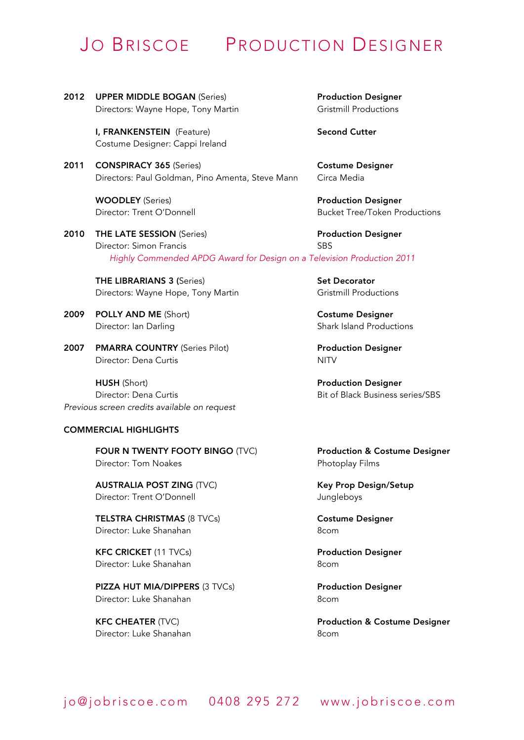# Jo Briscoe Production Designer

**2012** **UPPER MIDDLE BOGAN** (Series) — **Production Designer**
Directors: Wayne Hope, Tony Martin — Gristmill Productions

**I, FRANKENSTEIN** (Feature) — **Second Cutter**
Costume Designer: Cappi Ireland

**2011** **CONSPIRACY 365** (Series) — **Costume Designer**
Directors: Paul Goldman, Pino Amenta, Steve Mann — Circa Media

**WOODLEY** (Series) — **Production Designer**
Director: Trent O'Donnell — Bucket Tree/Token Productions

**2010** **THE LATE SESSION** (Series) — **Production Designer**
Director: Simon Francis — SBS
*Highly Commended APDG Award for Design on a Television Production 2011*

**THE LIBRARIANS 3** (Series) — **Set Decorator**
Directors: Wayne Hope, Tony Martin — Gristmill Productions

**2009** **POLLY AND ME** (Short) — **Costume Designer**
Director: Ian Darling — Shark Island Productions

**2007** **PMARRA COUNTRY** (Series Pilot) — **Production Designer**
Director: Dena Curtis — NITV

**HUSH** (Short) — **Production Designer**
Director: Dena Curtis — Bit of Black Business series/SBS

*Previous screen credits available on request*

## COMMERCIAL HIGHLIGHTS

**FOUR N TWENTY FOOTY BINGO** (TVC) — **Production & Costume Designer**
Director: Tom Noakes — Photoplay Films

**AUSTRALIA POST ZING** (TVC) — **Key Prop Design/Setup**
Director: Trent O'Donnell — Jungleboys

**TELSTRA CHRISTMAS** (8 TVCs) — **Costume Designer**
Director: Luke Shanahan — 8com

**KFC CRICKET** (11 TVCs) — **Production Designer**
Director: Luke Shanahan — 8com

**PIZZA HUT MIA/DIPPERS** (3 TVCs) — **Production Designer**
Director: Luke Shanahan — 8com

**KFC CHEATER** (TVC) — **Production & Costume Designer**
Director: Luke Shanahan — 8com

jo@jobriscoe.com 0408 295 272 www.jobriscoe.com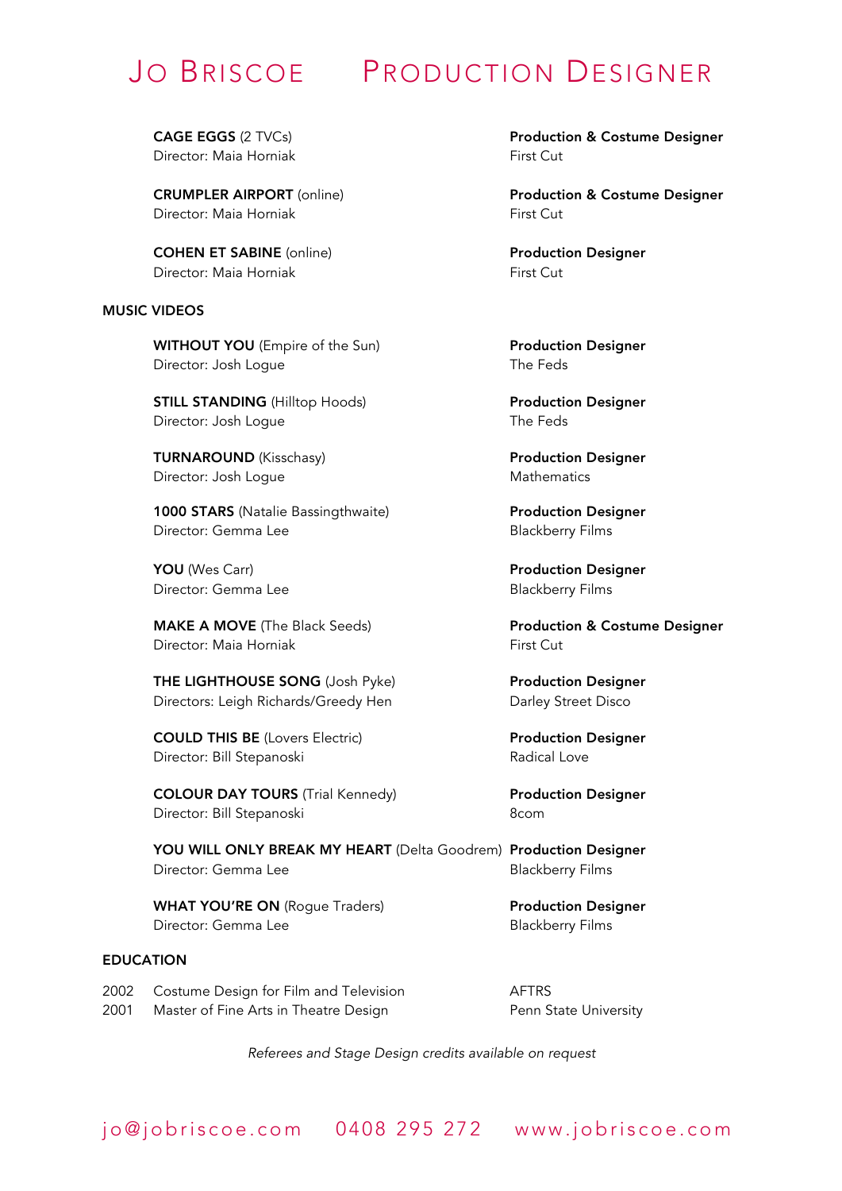# Jo Briscoe Production Designer

**CAGE EGGS** (2 TVCs)
Director: Maia Horniak
**Production & Costume Designer**
First Cut

**CRUMPLER AIRPORT** (online)
Director: Maia Horniak
**Production & Costume Designer**
First Cut

**COHEN ET SABINE** (online)
Director: Maia Horniak
**Production Designer**
First Cut

## MUSIC VIDEOS

**WITHOUT YOU** (Empire of the Sun)
Director: Josh Logue
**Production Designer**
The Feds

**STILL STANDING** (Hilltop Hoods)
Director: Josh Logue
**Production Designer**
The Feds

**TURNAROUND** (Kisschasy)
Director: Josh Logue
**Production Designer**
Mathematics

**1000 STARS** (Natalie Bassingthwaite)
Director: Gemma Lee
**Production Designer**
Blackberry Films

**YOU** (Wes Carr)
Director: Gemma Lee
**Production Designer**
Blackberry Films

**MAKE A MOVE** (The Black Seeds)
Director: Maia Horniak
**Production & Costume Designer**
First Cut

**THE LIGHTHOUSE SONG** (Josh Pyke)
Directors: Leigh Richards/Greedy Hen
**Production Designer**
Darley Street Disco

**COULD THIS BE** (Lovers Electric)
Director: Bill Stepanoski
**Production Designer**
Radical Love

**COLOUR DAY TOURS** (Trial Kennedy)
Director: Bill Stepanoski
**Production Designer**
8com

**YOU WILL ONLY BREAK MY HEART** (Delta Goodrem)
Director: Gemma Lee
**Production Designer**
Blackberry Films

**WHAT YOU'RE ON** (Rogue Traders)
Director: Gemma Lee
**Production Designer**
Blackberry Films

## EDUCATION

| | | |
|---|---|---|
| 2002 | Costume Design for Film and Television | AFTRS |
| 2001 | Master of Fine Arts in Theatre Design | Penn State University |

*Referees and Stage Design credits available on request*

jo@jobriscoe.com 0408 295 272 www.jobriscoe.com